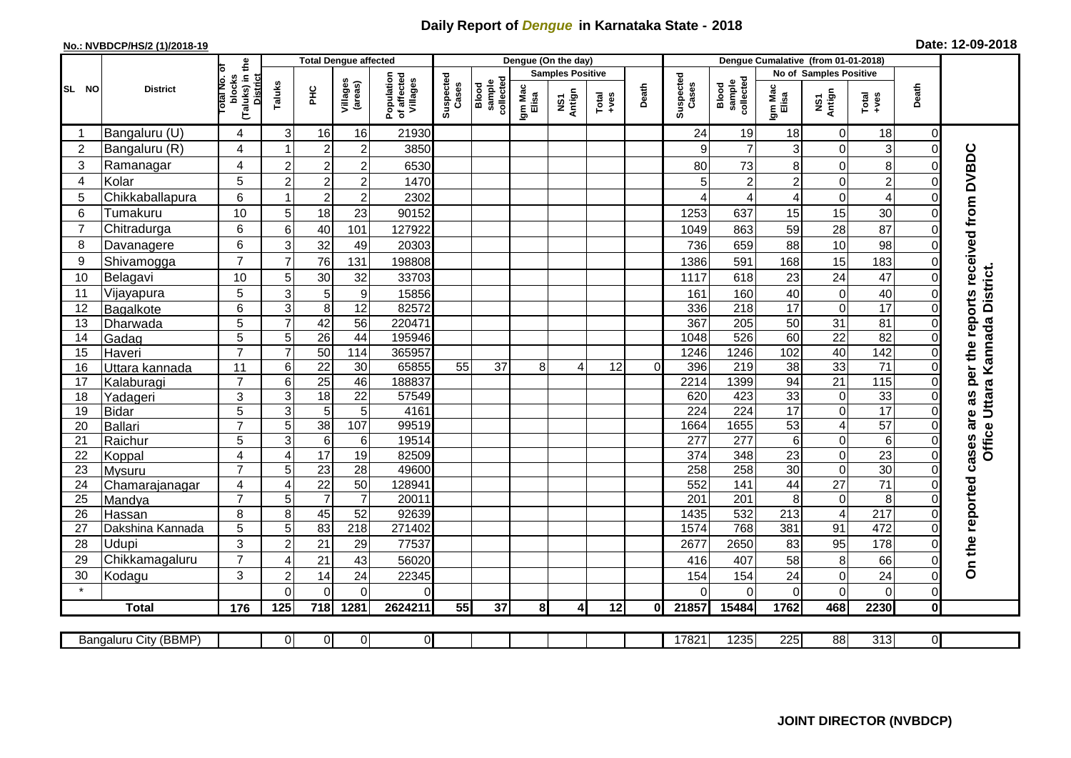# Daily Report of *Dengue* in Karnataka State - 2018

**No.: NVBDCP/HS/2 (1)/2018-19**

**Date: 12-09-2018**

| SL NO | District | Total No. of blocks (Taluks) in the District | Total Dengue affected | | | | Dengue (On the day) | | | | | | | Dengue Cumalative (from 01-01-2018) | | | | | | | |
|---|---|---|---|---|---|---|---|---|---|---|---|---|---|---|---|---|---|---|---|---|
| | | | Taluks | PHC | Villages (areas) | Population of affected Villages | Suspected Cases | Blood sample collected | Samples Positive | | | Death | Suspected Cases | Blood sample collected | No of Samples Positive | | | Death | |
| | | | | | | | | | Igm Mac Elisa | NS1 Antign | Total +ves | | | | Igm Mac Elisa | NS1 Antign | Total +ves | | |
| 1 | Bangaluru (U) | 4 | 3 | 16 | 16 | 21930 | | | | | | | 24 | 19 | 18 | 0 | 18 | 0 | On the reported cases are as per the reports received from DVBDC Office Uttara Kannada District. |
| 2 | Bangaluru (R) | 4 | 1 | 2 | 2 | 3850 | | | | | | | 9 | 7 | 3 | 0 | 3 | 0 | |
| 3 | Ramanagar | 4 | 2 | 2 | 2 | 6530 | | | | | | | 80 | 73 | 8 | 0 | 8 | 0 | |
| 4 | Kolar | 5 | 2 | 2 | 2 | 1470 | | | | | | | 5 | 2 | 2 | 0 | 2 | 0 | |
| 5 | Chikkaballapura | 6 | 1 | 2 | 2 | 2302 | | | | | | | 4 | 4 | 4 | 0 | 4 | 0 | |
| 6 | Tumakuru | 10 | 5 | 18 | 23 | 90152 | | | | | | | 1253 | 637 | 15 | 15 | 30 | 0 | |
| 7 | Chitradurga | 6 | 6 | 40 | 101 | 127922 | | | | | | | 1049 | 863 | 59 | 28 | 87 | 0 | |
| 8 | Davanagere | 6 | 3 | 32 | 49 | 20303 | | | | | | | 736 | 659 | 88 | 10 | 98 | 0 | |
| 9 | Shivamogga | 7 | 7 | 76 | 131 | 198808 | | | | | | | 1386 | 591 | 168 | 15 | 183 | 0 | |
| 10 | Belagavi | 10 | 5 | 30 | 32 | 33703 | | | | | | | 1117 | 618 | 23 | 24 | 47 | 0 | |
| 11 | Vijayapura | 5 | 3 | 5 | 9 | 15856 | | | | | | | 161 | 160 | 40 | 0 | 40 | 0 | |
| 12 | Bagalkote | 6 | 3 | 8 | 12 | 82572 | | | | | | | 336 | 218 | 17 | 0 | 17 | 0 | |
| 13 | Dharwada | 5 | 7 | 42 | 56 | 220471 | | | | | | | 367 | 205 | 50 | 31 | 81 | 0 | |
| 14 | Gadag | 5 | 5 | 26 | 44 | 195946 | | | | | | | 1048 | 526 | 60 | 22 | 82 | 0 | |
| 15 | Haveri | 7 | 7 | 50 | 114 | 365957 | | | | | | | 1246 | 1246 | 102 | 40 | 142 | 0 | |
| 16 | Uttara kannada | 11 | 6 | 22 | 30 | 65855 | 55 | 37 | 8 | 4 | 12 | 0 | 396 | 219 | 38 | 33 | 71 | 0 | |
| 17 | Kalaburagi | 7 | 6 | 25 | 46 | 188837 | | | | | | | 2214 | 1399 | 94 | 21 | 115 | 0 | |
| 18 | Yadageri | 3 | 3 | 18 | 22 | 57549 | | | | | | | 620 | 423 | 33 | 0 | 33 | 0 | |
| 19 | Bidar | 5 | 3 | 5 | 5 | 4161 | | | | | | | 224 | 224 | 17 | 0 | 17 | 0 | |
| 20 | Ballari | 7 | 5 | 38 | 107 | 99519 | | | | | | | 1664 | 1655 | 53 | 4 | 57 | 0 | |
| 21 | Raichur | 5 | 3 | 6 | 6 | 19514 | | | | | | | 277 | 277 | 6 | 0 | 6 | 0 | |
| 22 | Koppal | 4 | 4 | 17 | 19 | 82509 | | | | | | | 374 | 348 | 23 | 0 | 23 | 0 | |
| 23 | Mysuru | 7 | 5 | 23 | 28 | 49600 | | | | | | | 258 | 258 | 30 | 0 | 30 | 0 | |
| 24 | Chamarajanagar | 4 | 4 | 22 | 50 | 128941 | | | | | | | 552 | 141 | 44 | 27 | 71 | 0 | |
| 25 | Mandya | 7 | 5 | 7 | 7 | 20011 | | | | | | | 201 | 201 | 8 | 0 | 8 | 0 | |
| 26 | Hassan | 8 | 8 | 45 | 52 | 92639 | | | | | | | 1435 | 532 | 213 | 4 | 217 | 0 | |
| 27 | Dakshina Kannada | 5 | 5 | 83 | 218 | 271402 | | | | | | | 1574 | 768 | 381 | 91 | 472 | 0 | |
| 28 | Udupi | 3 | 2 | 21 | 29 | 77537 | | | | | | | 2677 | 2650 | 83 | 95 | 178 | 0 | |
| 29 | Chikkamagaluru | 7 | 4 | 21 | 43 | 56020 | | | | | | | 416 | 407 | 58 | 8 | 66 | 0 | |
| 30 | Kodagu | 3 | 2 | 14 | 24 | 22345 | | | | | | | 154 | 154 | 24 | 0 | 24 | 0 | |
| * | | | 0 | 0 | 0 | 0 | | | | | | | 0 | 0 | 0 | 0 | 0 | 0 | |
| **Total** | | **176** | **125** | **718** | **1281** | **2624211** | **55** | **37** | **8** | **4** | **12** | **0** | **21857** | **15484** | **1762** | **468** | **2230** | **0** | |

| Bangaluru City (BBMP) | | 0 | 0 | 0 | 0 | | | | | | | 17821 | 1235 | 225 | 88 | 313 | 0 | |
|---|---|---|---|---|---|---|---|---|---|---|---|---|---|---|---|---|---|---|

**JOINT DIRECTOR (NVBDCP)**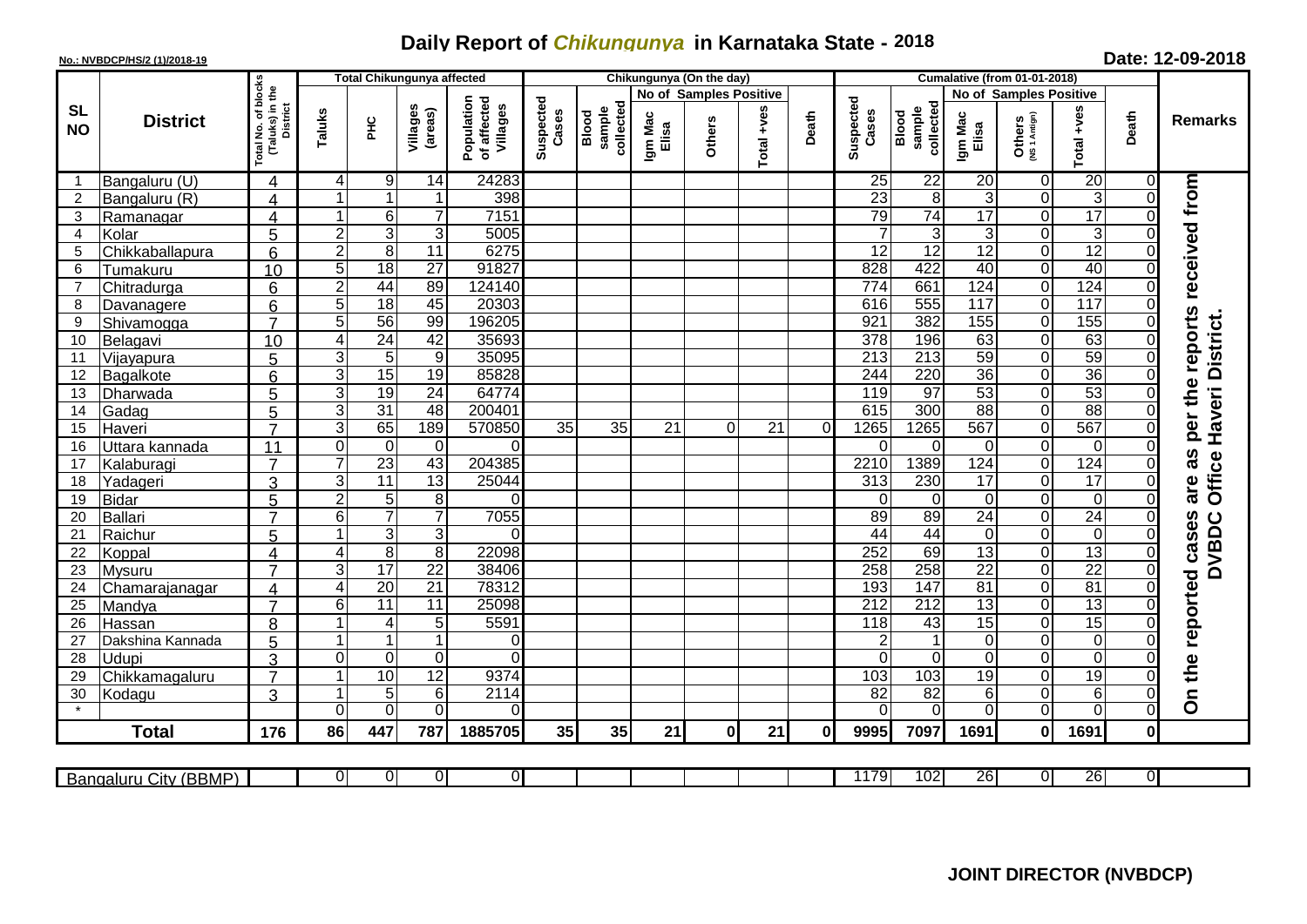# Daily Report of *Chikungunya* in Karnataka State - 2018

**No.: NVBDCP/HS/2 (1)/2018-19**

**Date: 12-09-2018**

| SL NO | District | Total No. of blocks (Taluks) in the District | Total Chikungunya affected | | | | Chikungunya (On the day) | | | | | | | Cumalative (from 01-01-2018) | | | | | | | Remarks |
|---|---|---|---|---|---|---|---|---|---|---|---|---|---|---|---|---|---|---|---|---|---|
| | | | Taluks | PHC | Villages (areas) | Population of affected Villages | Suspected Cases | Blood sample collected | No of Samples Positive | | | Death | Suspected Cases | Blood sample collected | No of Samples Positive | | | Death | |
| | | | | | | | | | Igm Mac Elisa | Others | Total +ves | | | | Igm Mac Elisa | Others (NS 1 Antign) | Total +ves | | |
| 1 | Bangaluru (U) | 4 | 4 | 9 | 14 | 24283 | | | | | | | 25 | 22 | 20 | 0 | 20 | 0 | On the reported cases are as per the reports received from DVBDC Office Haveri District. |
| 2 | Bangaluru (R) | 4 | 1 | 1 | 1 | 398 | | | | | | | 23 | 8 | 3 | 0 | 3 | 0 | |
| 3 | Ramanagar | 4 | 1 | 6 | 7 | 7151 | | | | | | | 79 | 74 | 17 | 0 | 17 | 0 | |
| 4 | Kolar | 5 | 2 | 3 | 3 | 5005 | | | | | | | 7 | 3 | 3 | 0 | 3 | 0 | |
| 5 | Chikkaballapura | 6 | 2 | 8 | 11 | 6275 | | | | | | | 12 | 12 | 12 | 0 | 12 | 0 | |
| 6 | Tumakuru | 10 | 5 | 18 | 27 | 91827 | | | | | | | 828 | 422 | 40 | 0 | 40 | 0 | |
| 7 | Chitradurga | 6 | 2 | 44 | 89 | 124140 | | | | | | | 774 | 661 | 124 | 0 | 124 | 0 | |
| 8 | Davanagere | 6 | 5 | 18 | 45 | 20303 | | | | | | | 616 | 555 | 117 | 0 | 117 | 0 | |
| 9 | Shivamogga | 7 | 5 | 56 | 99 | 196205 | | | | | | | 921 | 382 | 155 | 0 | 155 | 0 | |
| 10 | Belagavi | 10 | 4 | 24 | 42 | 35693 | | | | | | | 378 | 196 | 63 | 0 | 63 | 0 | |
| 11 | Vijayapura | 5 | 3 | 5 | 9 | 35095 | | | | | | | 213 | 213 | 59 | 0 | 59 | 0 | |
| 12 | Bagalkote | 6 | 3 | 15 | 19 | 85828 | | | | | | | 244 | 220 | 36 | 0 | 36 | 0 | |
| 13 | Dharwada | 5 | 3 | 19 | 24 | 64774 | | | | | | | 119 | 97 | 53 | 0 | 53 | 0 | |
| 14 | Gadag | 5 | 3 | 31 | 48 | 200401 | | | | | | | 615 | 300 | 88 | 0 | 88 | 0 | |
| 15 | Haveri | 7 | 3 | 65 | 189 | 570850 | 35 | 35 | 21 | 0 | 21 | 0 | 1265 | 1265 | 567 | 0 | 567 | 0 | |
| 16 | Uttara kannada | 11 | 0 | 0 | 0 | 0 | | | | | | | 0 | 0 | 0 | 0 | 0 | 0 | |
| 17 | Kalaburagi | 7 | 7 | 23 | 43 | 204385 | | | | | | | 2210 | 1389 | 124 | 0 | 124 | 0 | |
| 18 | Yadageri | 3 | 3 | 11 | 13 | 25044 | | | | | | | 313 | 230 | 17 | 0 | 17 | 0 | |
| 19 | Bidar | 5 | 2 | 5 | 8 | 0 | | | | | | | 0 | 0 | 0 | 0 | 0 | 0 | |
| 20 | Ballari | 7 | 6 | 7 | 7 | 7055 | | | | | | | 89 | 89 | 24 | 0 | 24 | 0 | |
| 21 | Raichur | 5 | 1 | 3 | 3 | 0 | | | | | | | 44 | 44 | 0 | 0 | 0 | 0 | |
| 22 | Koppal | 4 | 4 | 8 | 8 | 22098 | | | | | | | 252 | 69 | 13 | 0 | 13 | 0 | |
| 23 | Mysuru | 7 | 3 | 17 | 22 | 38406 | | | | | | | 258 | 258 | 22 | 0 | 22 | 0 | |
| 24 | Chamarajanagar | 4 | 4 | 20 | 21 | 78312 | | | | | | | 193 | 147 | 81 | 0 | 81 | 0 | |
| 25 | Mandya | 7 | 6 | 11 | 11 | 25098 | | | | | | | 212 | 212 | 13 | 0 | 13 | 0 | |
| 26 | Hassan | 8 | 1 | 4 | 5 | 5591 | | | | | | | 118 | 43 | 15 | 0 | 15 | 0 | |
| 27 | Dakshina Kannada | 5 | 1 | 1 | 1 | 0 | | | | | | | 2 | 1 | 0 | 0 | 0 | 0 | |
| 28 | Udupi | 3 | 0 | 0 | 0 | 0 | | | | | | | 0 | 0 | 0 | 0 | 0 | 0 | |
| 29 | Chikkamagaluru | 7 | 1 | 10 | 12 | 9374 | | | | | | | 103 | 103 | 19 | 0 | 19 | 0 | |
| 30 | Kodagu | 3 | 1 | 5 | 6 | 2114 | | | | | | | 82 | 82 | 6 | 0 | 6 | 0 | |
| * | | | 0 | 0 | 0 | 0 | | | | | | | 0 | 0 | 0 | 0 | 0 | 0 | |
| | **Total** | **176** | **86** | **447** | **787** | **1885705** | **35** | **35** | **21** | **0** | **21** | **0** | **9995** | **7097** | **1691** | **0** | **1691** | **0** | |

| | | | | | | | | | | | | | | | | | | | |
|---|---|---|---|---|---|---|---|---|---|---|---|---|---|---|---|---|---|---|---|
| Bangaluru City (BBMP) | | 0 | 0 | 0 | 0 | | | | | | | 1179 | 102 | 26 | 0 | 26 | 0 | |

**JOINT DIRECTOR (NVBDCP)**